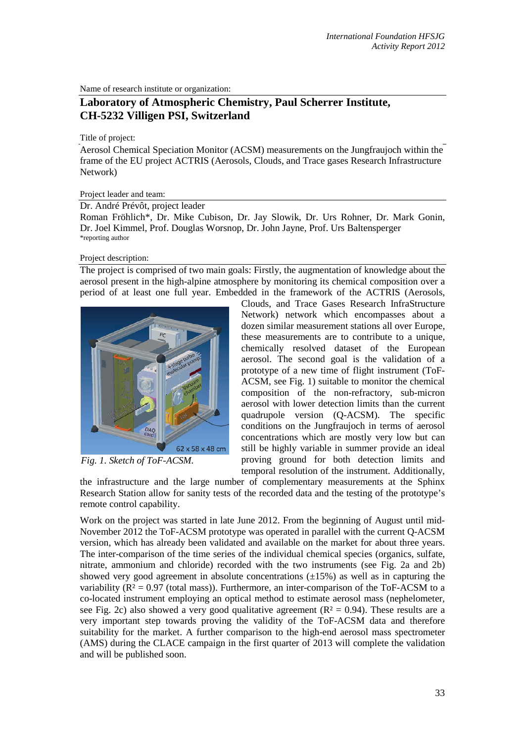*International Foundation HFSJG*
*Activity Report 2012*

Name of research institute or organization:

**Laboratory of Atmospheric Chemistry, Paul Scherrer Institute, CH-5232 Villigen PSI, Switzerland**

Title of project:

Aerosol Chemical Speciation Monitor (ACSM) measurements on the Jungfraujoch within the frame of the EU project ACTRIS (Aerosols, Clouds, and Trace gases Research Infrastructure Network)

Project leader and team:

Dr. André Prévôt, project leader
Roman Fröhlich*, Dr. Mike Cubison, Dr. Jay Slowik, Dr. Urs Rohner, Dr. Mark Gonin, Dr. Joel Kimmel, Prof. Douglas Worsnop, Dr. John Jayne, Prof. Urs Baltensperger
*reporting author

Project description:

The project is comprised of two main goals: Firstly, the augmentation of knowledge about the aerosol present in the high-alpine atmosphere by monitoring its chemical composition over a period of at least one full year. Embedded in the framework of the ACTRIS (Aerosols, Clouds, and Trace Gases Research InfraStructure Network) network which encompasses about a dozen similar measurement stations all over Europe, these measurements are to contribute to a unique, chemically resolved dataset of the European aerosol. The second goal is the validation of a prototype of a new time of flight instrument (ToF-ACSM, see Fig. 1) suitable to monitor the chemical composition of the non-refractory, sub-micron aerosol with lower detection limits than the current quadrupole version (Q-ACSM). The specific conditions on the Jungfraujoch in terms of aerosol concentrations which are mostly very low but can still be highly variable in summer provide an ideal proving ground for both detection limits and temporal resolution of the instrument. Additionally, the infrastructure and the large number of complementary measurements at the Sphinx Research Station allow for sanity tests of the recorded data and the testing of the prototype's remote control capability.

PC
4-stage turbo molecular pump
Vacuum chamber
ToF
DAQ card
62 x 58 x 48 cm

*Fig. 1. Sketch of ToF-ACSM.*

Work on the project was started in late June 2012. From the beginning of August until mid-November 2012 the ToF-ACSM prototype was operated in parallel with the current Q-ACSM version, which has already been validated and available on the market for about three years. The inter-comparison of the time series of the individual chemical species (organics, sulfate, nitrate, ammonium and chloride) recorded with the two instruments (see Fig. 2a and 2b) showed very good agreement in absolute concentrations (±15%) as well as in capturing the variability ($R^2 = 0.97$ (total mass)). Furthermore, an inter-comparison of the ToF-ACSM to a co-located instrument employing an optical method to estimate aerosol mass (nephelometer, see Fig. 2c) also showed a very good qualitative agreement ($R^2 = 0.94$). These results are a very important step towards proving the validity of the ToF-ACSM data and therefore suitability for the market. A further comparison to the high-end aerosol mass spectrometer (AMS) during the CLACE campaign in the first quarter of 2013 will complete the validation and will be published soon.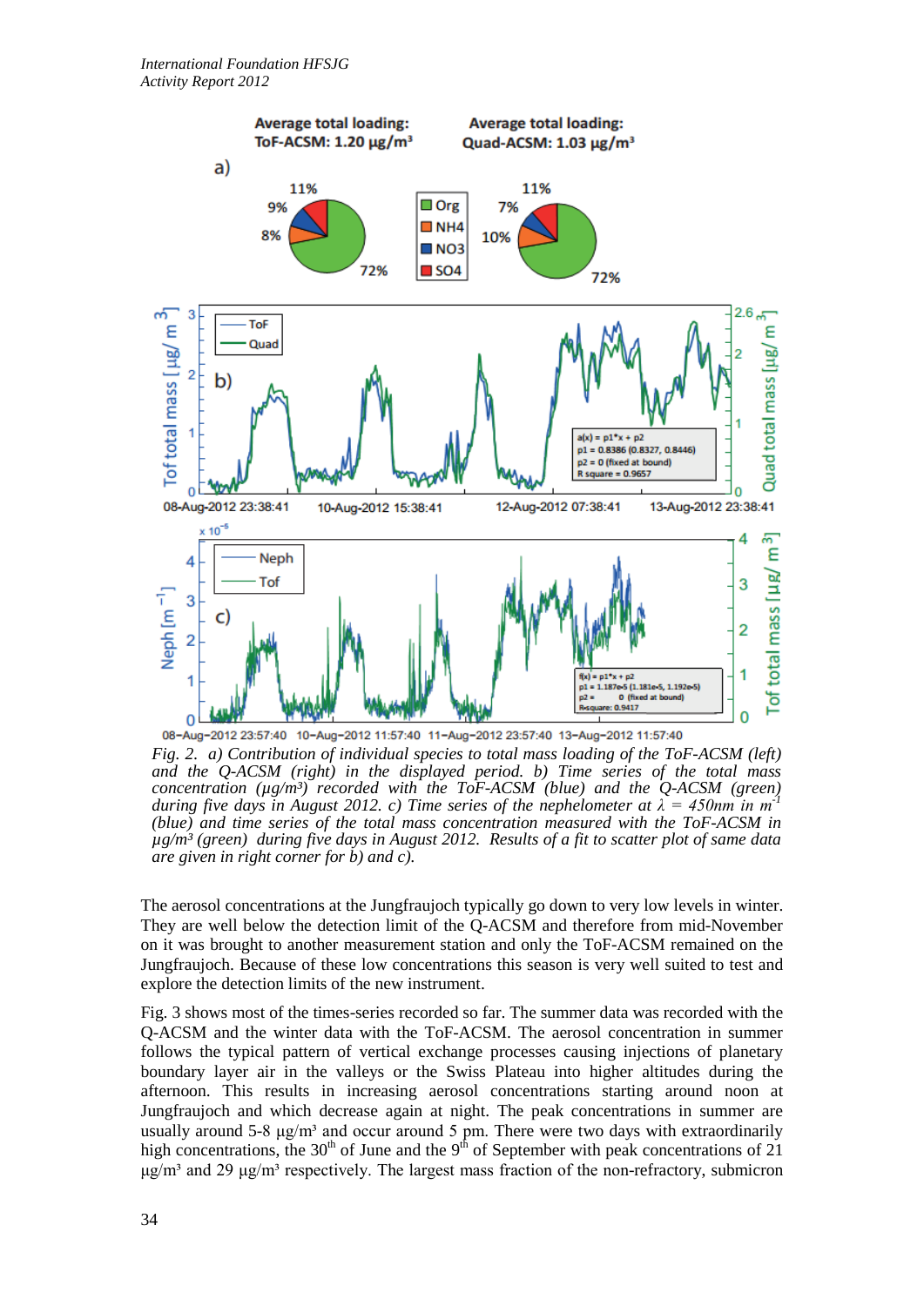Average total loading:
ToF-ACSM: 1.20 µg/m³

Average total loading:
Quad-ACSM: 1.03 µg/m³

a)

11%
9%
8%
72%

Org
NH4
NO3
SO4

11%
7%
10%
72%

b)

ToF
Quad

Tof total mass [µg/ m³]
Quad total mass [µg/ m³]

a(x) = p1*x + p2
p1 = 0.8386 (0.8327, 0.8446)
p2 = 0 (fixed at bound)
R square = 0.9657

08-Aug-2012 23:38:41 10-Aug-2012 15:38:41 12-Aug-2012 07:38:41 13-Aug-2012 23:38:41

c)

x 10⁻⁵

Neph
Tof

Neph [m⁻¹]
Tof total mass [µg/ m³]

f(x) = p1*x + p2
p1 = 1.187e-5 (1.181e-5, 1.192e-5)
p2 = 0 (fixed at bound)
R-square: 0.9417

08-Aug-2012 23:57:40 10-Aug-2012 11:57:40 11-Aug-2012 23:57:40 13-Aug-2012 11:57:40

*Fig. 2. a) Contribution of individual species to total mass loading of the ToF-ACSM (left) and the Q-ACSM (right) in the displayed period. b) Time series of the total mass concentration (µg/m³) recorded with the ToF-ACSM (blue) and the Q-ACSM (green) during five days in August 2012. c) Time series of the nephelometer at $\lambda$ = 450nm in $m^{-1}$ (blue) and time series of the total mass concentration measured with the ToF-ACSM in µg/m³ (green) during five days in August 2012. Results of a fit to scatter plot of same data are given in right corner for b) and c).*

The aerosol concentrations at the Jungfraujoch typically go down to very low levels in winter. They are well below the detection limit of the Q-ACSM and therefore from mid-November on it was brought to another measurement station and only the ToF-ACSM remained on the Jungfraujoch. Because of these low concentrations this season is very well suited to test and explore the detection limits of the new instrument.

Fig. 3 shows most of the times-series recorded so far. The summer data was recorded with the Q-ACSM and the winter data with the ToF-ACSM. The aerosol concentration in summer follows the typical pattern of vertical exchange processes causing injections of planetary boundary layer air in the valleys or the Swiss Plateau into higher altitudes during the afternoon. This results in increasing aerosol concentrations starting around noon at Jungfraujoch and which decrease again at night. The peak concentrations in summer are usually around 5-8 µg/m³ and occur around 5 pm. There were two days with extraordinarily high concentrations, the 30[th] of June and the 9[th] of September with peak concentrations of 21 µg/m³ and 29 µg/m³ respectively. The largest mass fraction of the non-refractory, submicron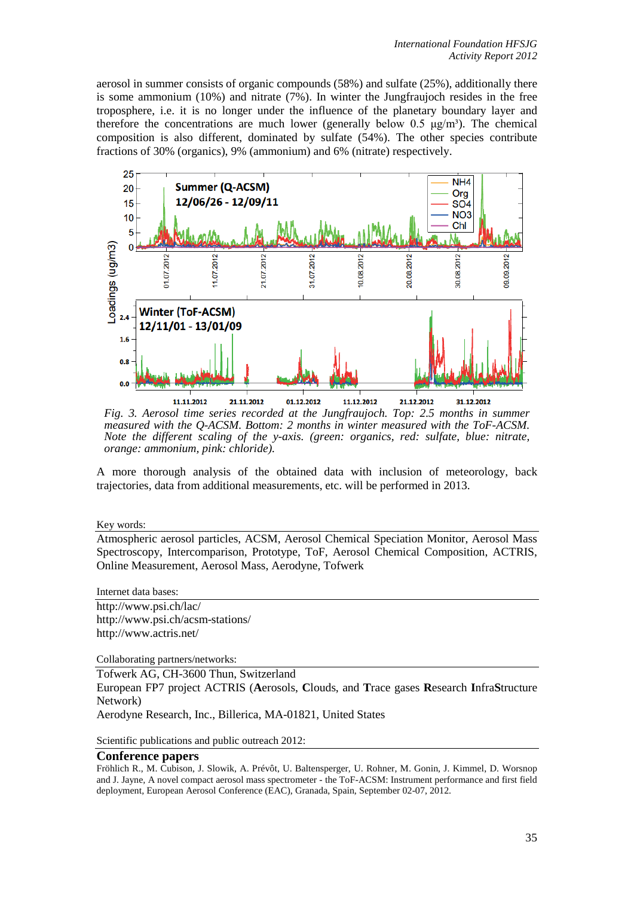aerosol in summer consists of organic compounds (58%) and sulfate (25%), additionally there is some ammonium (10%) and nitrate (7%). In winter the Jungfraujoch resides in the free troposphere, i.e. it is no longer under the influence of the planetary boundary layer and therefore the concentrations are much lower (generally below 0.5 μg/m³). The chemical composition is also different, dominated by sulfate (54%). The other species contribute fractions of 30% (organics), 9% (ammonium) and 6% (nitrate) respectively.

*Fig. 3. Aerosol time series recorded at the Jungfraujoch. Top: 2.5 months in summer measured with the Q-ACSM. Bottom: 2 months in winter measured with the ToF-ACSM. Note the different scaling of the y-axis. (green: organics, red: sulfate, blue: nitrate, orange: ammonium, pink: chloride).*

A more thorough analysis of the obtained data with inclusion of meteorology, back trajectories, data from additional measurements, etc. will be performed in 2013.

Key words:

Atmospheric aerosol particles, ACSM, Aerosol Chemical Speciation Monitor, Aerosol Mass Spectroscopy, Intercomparison, Prototype, ToF, Aerosol Chemical Composition, ACTRIS, Online Measurement, Aerosol Mass, Aerodyne, Tofwerk

Internet data bases:

http://www.psi.ch/lac/
http://www.psi.ch/acsm-stations/
http://www.actris.net/

Collaborating partners/networks:

Tofwerk AG, CH-3600 Thun, Switzerland
European FP7 project ACTRIS (**A**erosols, **C**louds, and **T**race gases **R**esearch **I**nfra**S**tructure Network)
Aerodyne Research, Inc., Billerica, MA-01821, United States

Scientific publications and public outreach 2012:

## Conference papers

Fröhlich R., M. Cubison, J. Slowik, A. Prévôt, U. Baltensperger, U. Rohner, M. Gonin, J. Kimmel, D. Worsnop and J. Jayne, A novel compact aerosol mass spectrometer - the ToF-ACSM: Instrument performance and first field deployment, European Aerosol Conference (EAC), Granada, Spain, September 02-07, 2012.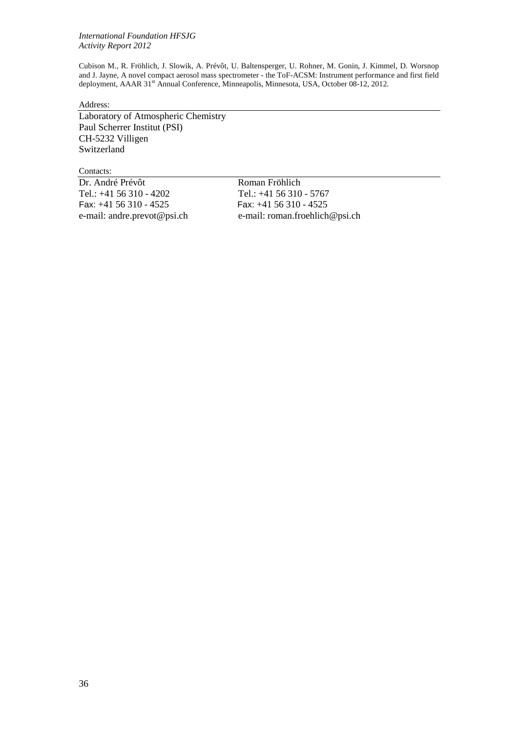Cubison M., R. Fröhlich, J. Slowik, A. Prévôt, U. Baltensperger, U. Rohner, M. Gonin, J. Kimmel, D. Worsnop and J. Jayne, A novel compact aerosol mass spectrometer - the ToF-ACSM: Instrument performance and first field deployment, AAAR 31st Annual Conference, Minneapolis, Minnesota, USA, October 08-12, 2012.

Address:

Laboratory of Atmospheric Chemistry
Paul Scherrer Institut (PSI)
CH-5232 Villigen
Switzerland

Contacts:

Dr. André Prévôt
Tel.: +41 56 310 - 4202
Fax: +41 56 310 - 4525
e-mail: andre.prevot@psi.ch

Roman Fröhlich
Tel.: +41 56 310 - 5767
Fax: +41 56 310 - 4525
e-mail: roman.froehlich@psi.ch